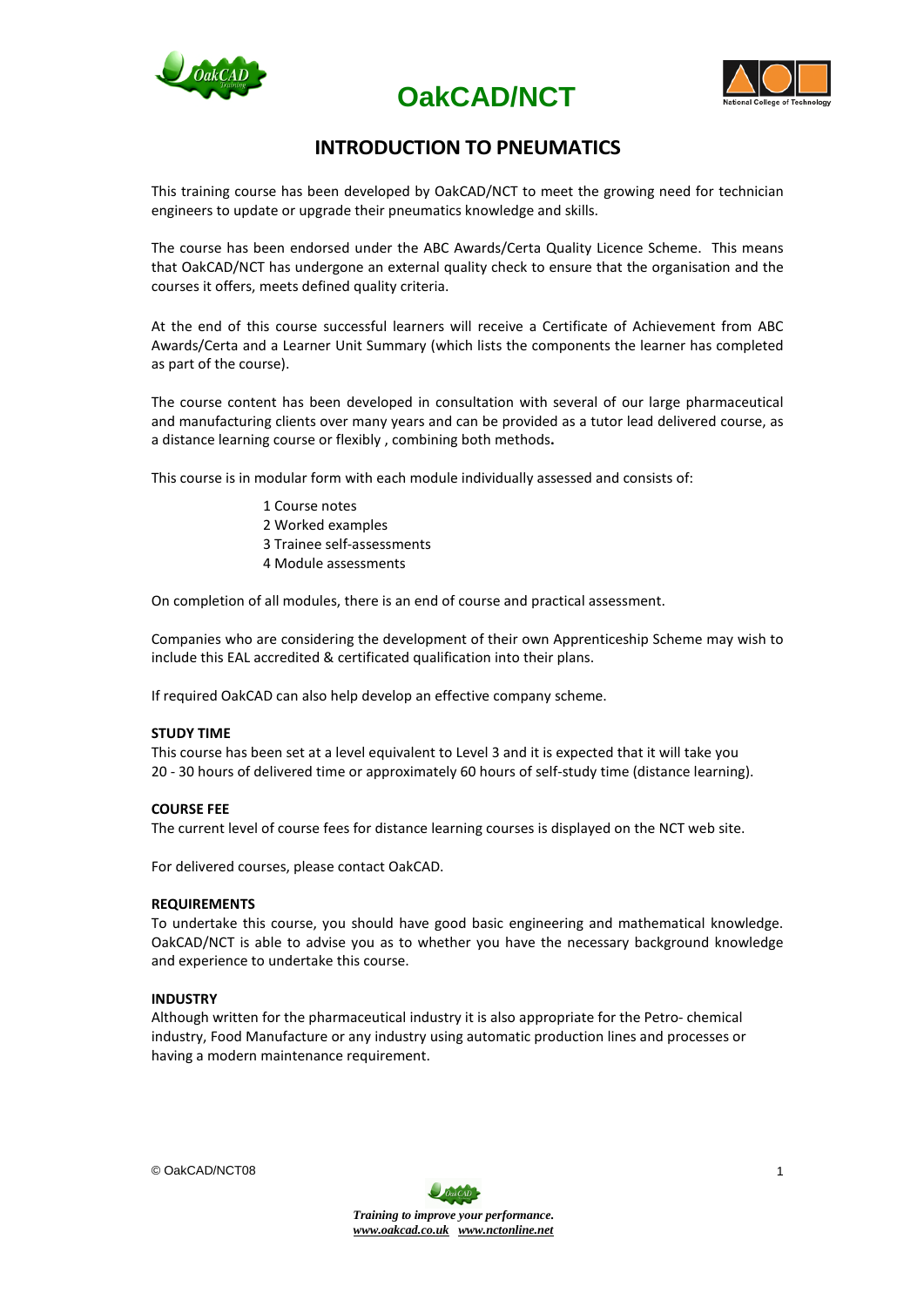# OakCAD/NCT

## INTRODUCTION TO PNEUMATICS

This training course has been developed by OakCAD/NCT to meet the growing need for technician engineers to update or upgrade their pneumatics knowledge and skills.

The course has been endorsed under the ABC Awards/Certa Quality Licence Scheme. This means that OakCAD/NCT has undergone an external quality check to ensure that the organisation and the courses it offers, meets defined quality criteria.

At the end of this course successful learners will receive a Certificate of Achievement from ABC Awards/Certa and a Learner Unit Summary (which lists the components the learner has completed as part of the course).

The course content has been developed in consultation with several of our large pharmaceutical and manufacturing clients over many years and can be provided as a tutor lead delivered course, as a distance learning course or flexibly , combining both methods**.**

This course is in modular form with each module individually assessed and consists of:

1 Course notes
2 Worked examples
3 Trainee self-assessments
4 Module assessments

On completion of all modules, there is an end of course and practical assessment.

Companies who are considering the development of their own Apprenticeship Scheme may wish to include this EAL accredited & certificated qualification into their plans.

If required OakCAD can also help develop an effective company scheme.

**STUDY TIME**
This course has been set at a level equivalent to Level 3 and it is expected that it will take you 20 - 30 hours of delivered time or approximately 60 hours of self-study time (distance learning).

**COURSE FEE**
The current level of course fees for distance learning courses is displayed on the NCT web site.

For delivered courses, please contact OakCAD.

**REQUIREMENTS**
To undertake this course, you should have good basic engineering and mathematical knowledge. OakCAD/NCT is able to advise you as to whether you have the necessary background knowledge and experience to undertake this course.

**INDUSTRY**
Although written for the pharmaceutical industry it is also appropriate for the Petro- chemical industry, Food Manufacture or any industry using automatic production lines and processes or having a modern maintenance requirement.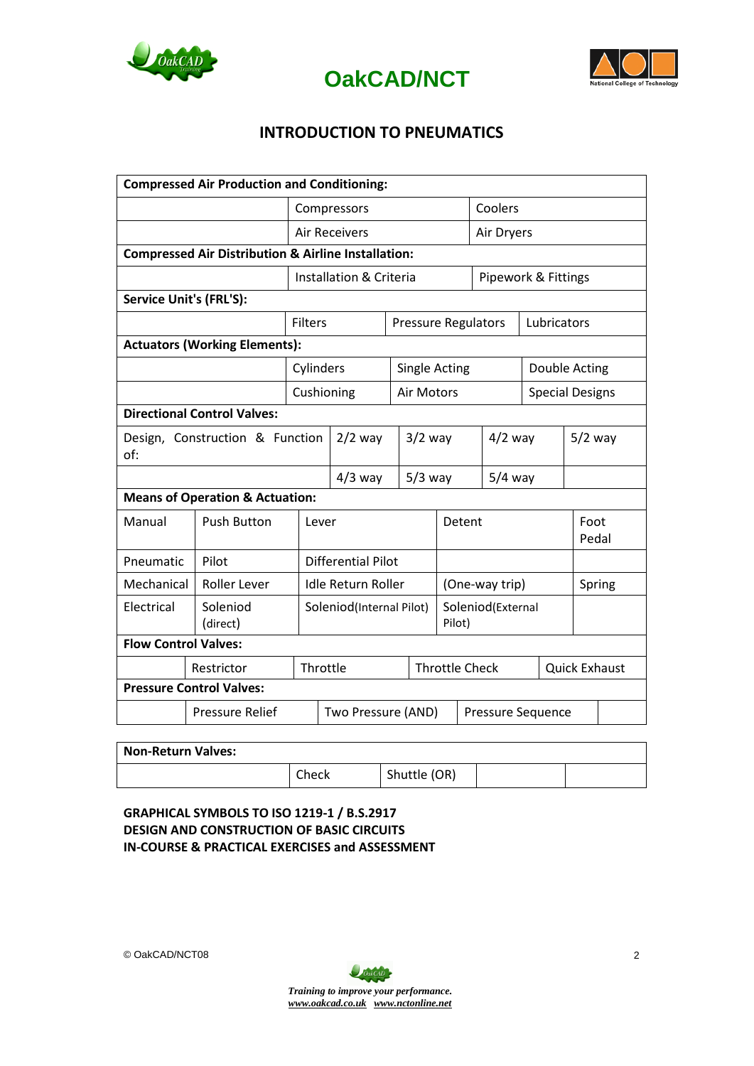OakCAD/NCT

# INTRODUCTION TO PNEUMATICS

| | | | | | |
|---|---|---|---|---|---|
| **Compressed Air Production and Conditioning:** | | | | | |
| | Compressors | | Coolers | | |
| | Air Receivers | | Air Dryers | | |
| **Compressed Air Distribution & Airline Installation:** | | | | | |
| | Installation & Criteria | | Pipework & Fittings | | |
| **Service Unit's (FRL'S):** | | | | | |
| | Filters | Pressure Regulators | Lubricators | | |
| **Actuators (Working Elements):** | | | | | |
| | Cylinders | Single Acting | Double Acting | | |
| | Cushioning | Air Motors | Special Designs | | |
| **Directional Control Valves:** | | | | | |
| Design, Construction & Function of: | 2/2 way | 3/2 way | 4/2 way | 5/2 way | |
| | 4/3 way | 5/3 way | 5/4 way | | |
| **Means of Operation & Actuation:** | | | | | |
| Manual | Push Button | Lever | Detent | Foot Pedal | |
| Pneumatic | Pilot | Differential Pilot | | | |
| Mechanical | Roller Lever | Idle Return Roller | (One-way trip) | Spring | |
| Electrical | Solenoid (direct) | Solenoid(Internal Pilot) | Solenoid(External Pilot) | | |
| **Flow Control Valves:** | | | | | |
| | Restrictor | Throttle | Throttle Check | Quick Exhaust | |
| **Pressure Control Valves:** | | | | | |
| | Pressure Relief | Two Pressure (AND) | Pressure Sequence | | |

| | | | | |
|---|---|---|---|---|
| **Non-Return Valves:** | | | | |
| | Check | Shuttle (OR) | | |

**GRAPHICAL SYMBOLS TO ISO 1219-1 / B.S.2917**
**DESIGN AND CONSTRUCTION OF BASIC CIRCUITS**
**IN-COURSE & PRACTICAL EXERCISES and ASSESSMENT**

© OakCAD/NCT08

*Training to improve your performance.*
*www.oakcad.co.uk www.nctonline.net*